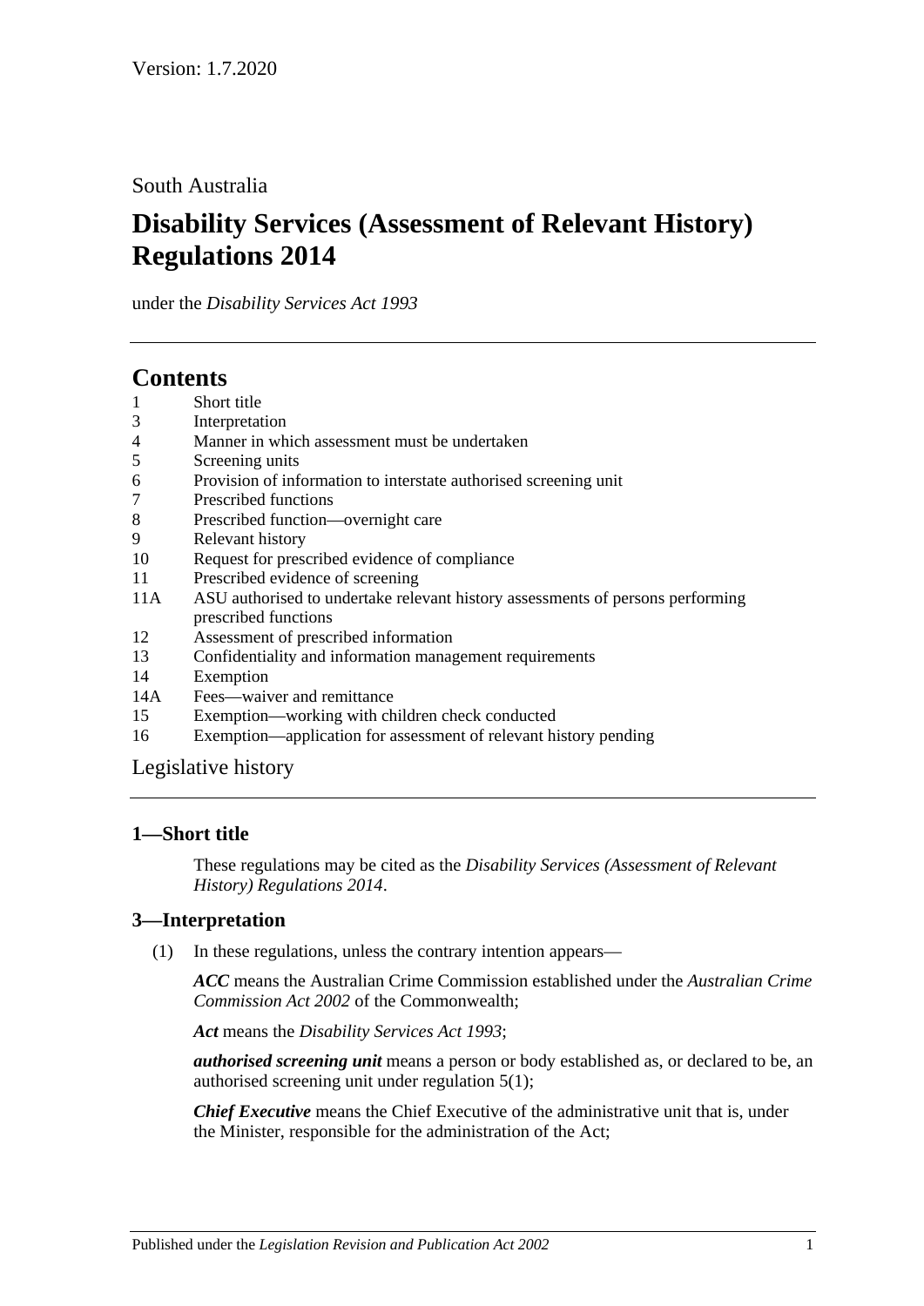Version: 1.7.2020

South Australia

# Disability Services (Assessment of Relevant History) Regulations 2014

under the *Disability Services Act 1993*

## Contents

1 Short title
3 Interpretation
4 Manner in which assessment must be undertaken
5 Screening units
6 Provision of information to interstate authorised screening unit
7 Prescribed functions
8 Prescribed function—overnight care
9 Relevant history
10 Request for prescribed evidence of compliance
11 Prescribed evidence of screening
11A ASU authorised to undertake relevant history assessments of persons performing prescribed functions
12 Assessment of prescribed information
13 Confidentiality and information management requirements
14 Exemption
14A Fees—waiver and remittance
15 Exemption—working with children check conducted
16 Exemption—application for assessment of relevant history pending

Legislative history

### 1—Short title

These regulations may be cited as the *Disability Services (Assessment of Relevant History) Regulations 2014*.

### 3—Interpretation

(1) In these regulations, unless the contrary intention appears—

***ACC*** means the Australian Crime Commission established under the *Australian Crime Commission Act 2002* of the Commonwealth;

***Act*** means the *Disability Services Act 1993*;

***authorised screening unit*** means a person or body established as, or declared to be, an authorised screening unit under regulation 5(1);

***Chief Executive*** means the Chief Executive of the administrative unit that is, under the Minister, responsible for the administration of the Act;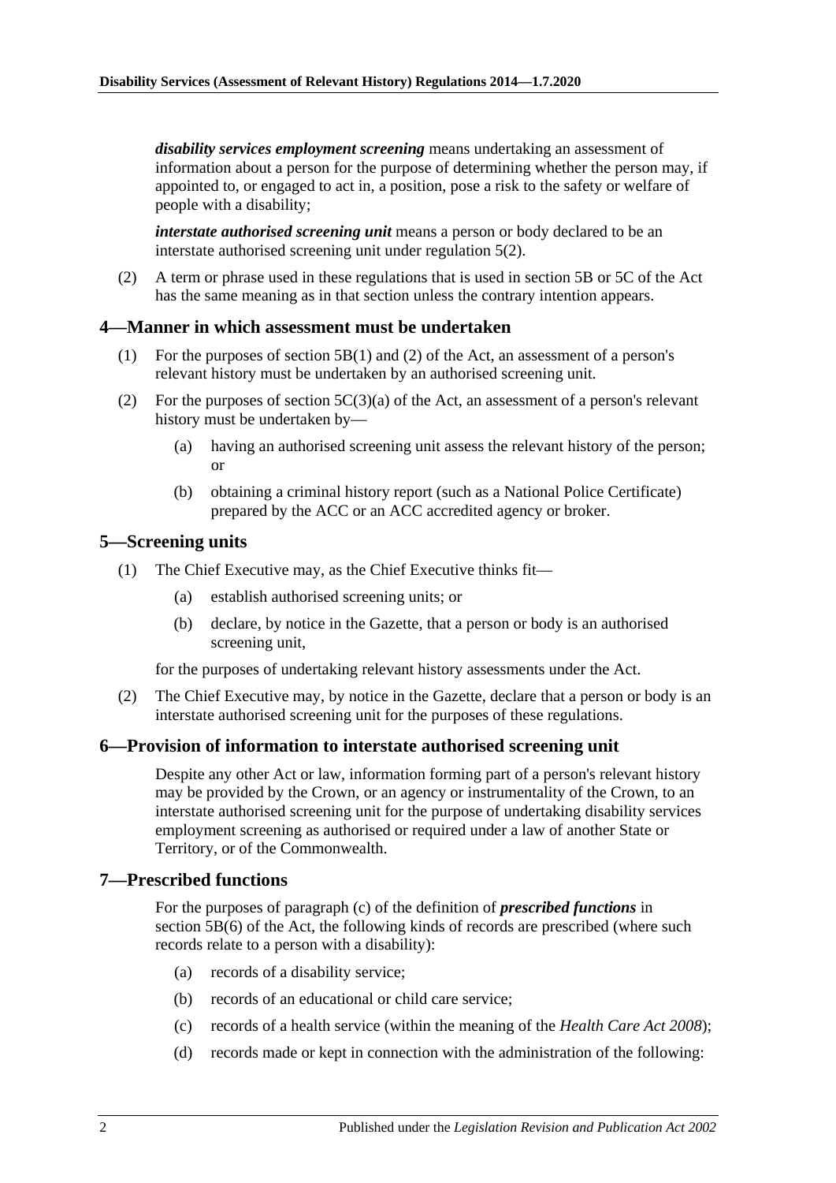***disability services employment screening*** means undertaking an assessment of information about a person for the purpose of determining whether the person may, if appointed to, or engaged to act in, a position, pose a risk to the safety or welfare of people with a disability;

***interstate authorised screening unit*** means a person or body declared to be an interstate authorised screening unit under regulation 5(2).

(2) A term or phrase used in these regulations that is used in section 5B or 5C of the Act has the same meaning as in that section unless the contrary intention appears.

## 4—Manner in which assessment must be undertaken

(1) For the purposes of section 5B(1) and (2) of the Act, an assessment of a person's relevant history must be undertaken by an authorised screening unit.

(2) For the purposes of section 5C(3)(a) of the Act, an assessment of a person's relevant history must be undertaken by—

- (a) having an authorised screening unit assess the relevant history of the person; or
- (b) obtaining a criminal history report (such as a National Police Certificate) prepared by the ACC or an ACC accredited agency or broker.

## 5—Screening units

(1) The Chief Executive may, as the Chief Executive thinks fit—

- (a) establish authorised screening units; or
- (b) declare, by notice in the Gazette, that a person or body is an authorised screening unit,

for the purposes of undertaking relevant history assessments under the Act.

(2) The Chief Executive may, by notice in the Gazette, declare that a person or body is an interstate authorised screening unit for the purposes of these regulations.

## 6—Provision of information to interstate authorised screening unit

Despite any other Act or law, information forming part of a person's relevant history may be provided by the Crown, or an agency or instrumentality of the Crown, to an interstate authorised screening unit for the purpose of undertaking disability services employment screening as authorised or required under a law of another State or Territory, or of the Commonwealth.

## 7—Prescribed functions

For the purposes of paragraph (c) of the definition of ***prescribed functions*** in section 5B(6) of the Act, the following kinds of records are prescribed (where such records relate to a person with a disability):

- (a) records of a disability service;
- (b) records of an educational or child care service;
- (c) records of a health service (within the meaning of the *Health Care Act 2008*);
- (d) records made or kept in connection with the administration of the following: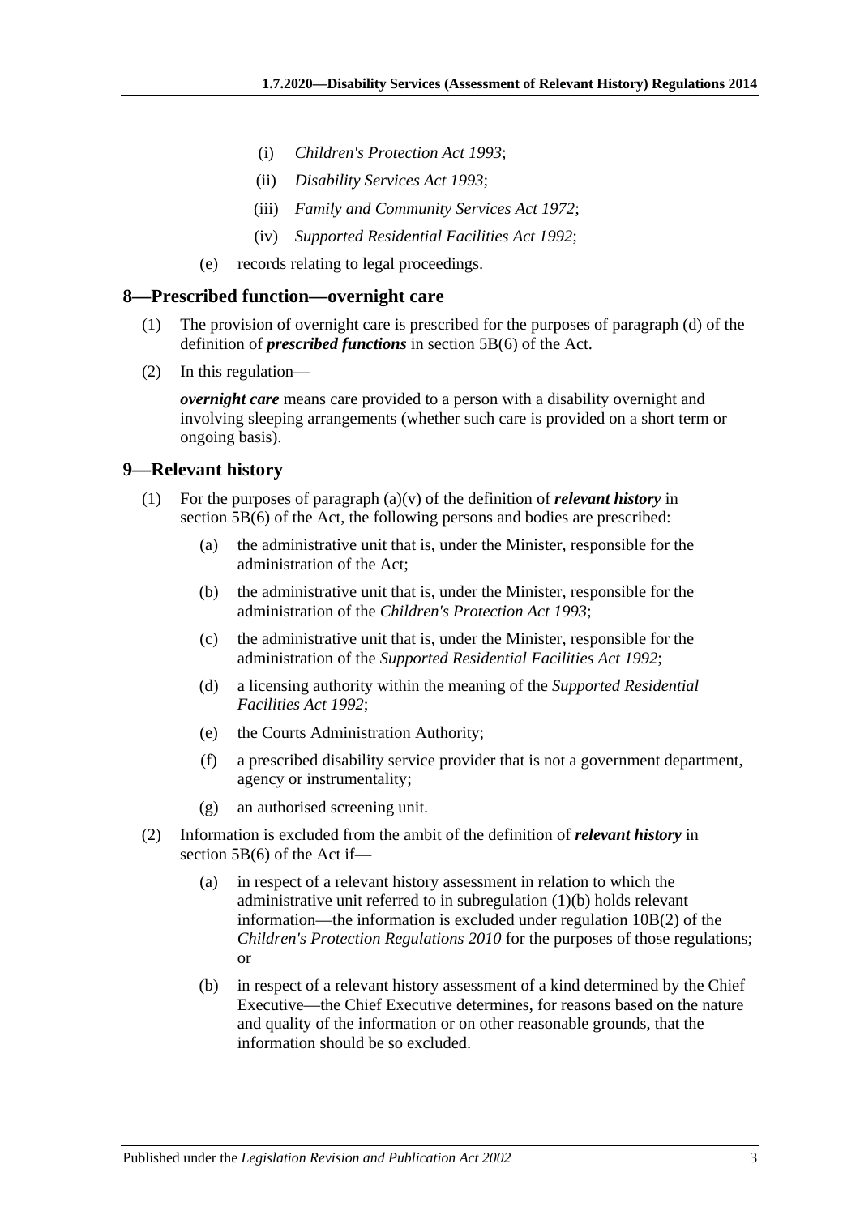(i) *Children's Protection Act 1993*;

(ii) *Disability Services Act 1993*;

(iii) *Family and Community Services Act 1972*;

(iv) *Supported Residential Facilities Act 1992*;

(e) records relating to legal proceedings.

## 8—Prescribed function—overnight care

(1) The provision of overnight care is prescribed for the purposes of paragraph (d) of the definition of ***prescribed functions*** in section 5B(6) of the Act.

(2) In this regulation—

***overnight care*** means care provided to a person with a disability overnight and involving sleeping arrangements (whether such care is provided on a short term or ongoing basis).

## 9—Relevant history

(1) For the purposes of paragraph (a)(v) of the definition of ***relevant history*** in section 5B(6) of the Act, the following persons and bodies are prescribed:

(a) the administrative unit that is, under the Minister, responsible for the administration of the Act;

(b) the administrative unit that is, under the Minister, responsible for the administration of the *Children's Protection Act 1993*;

(c) the administrative unit that is, under the Minister, responsible for the administration of the *Supported Residential Facilities Act 1992*;

(d) a licensing authority within the meaning of the *Supported Residential Facilities Act 1992*;

(e) the Courts Administration Authority;

(f) a prescribed disability service provider that is not a government department, agency or instrumentality;

(g) an authorised screening unit.

(2) Information is excluded from the ambit of the definition of ***relevant history*** in section 5B(6) of the Act if—

(a) in respect of a relevant history assessment in relation to which the administrative unit referred to in subregulation (1)(b) holds relevant information—the information is excluded under regulation 10B(2) of the *Children's Protection Regulations 2010* for the purposes of those regulations; or

(b) in respect of a relevant history assessment of a kind determined by the Chief Executive—the Chief Executive determines, for reasons based on the nature and quality of the information or on other reasonable grounds, that the information should be so excluded.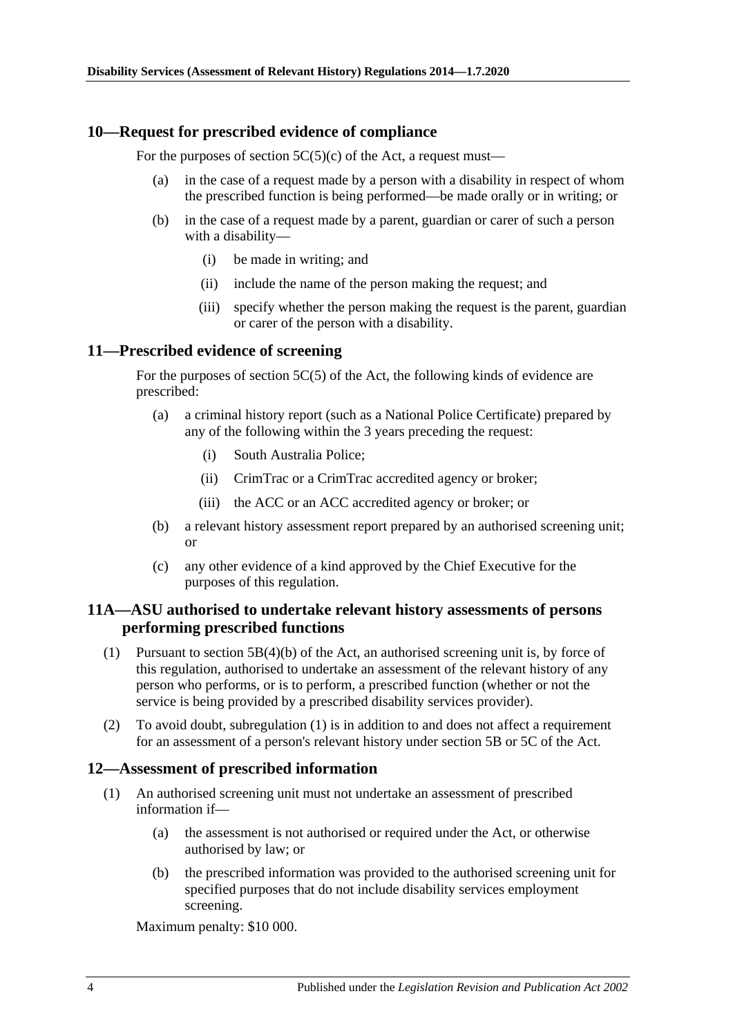## 10—Request for prescribed evidence of compliance

For the purposes of section 5C(5)(c) of the Act, a request must—

- (a) in the case of a request made by a person with a disability in respect of whom the prescribed function is being performed—be made orally or in writing; or
- (b) in the case of a request made by a parent, guardian or carer of such a person with a disability—
  - (i) be made in writing; and
  - (ii) include the name of the person making the request; and
  - (iii) specify whether the person making the request is the parent, guardian or carer of the person with a disability.

## 11—Prescribed evidence of screening

For the purposes of section 5C(5) of the Act, the following kinds of evidence are prescribed:

- (a) a criminal history report (such as a National Police Certificate) prepared by any of the following within the 3 years preceding the request:
  - (i) South Australia Police;
  - (ii) CrimTrac or a CrimTrac accredited agency or broker;
  - (iii) the ACC or an ACC accredited agency or broker; or
- (b) a relevant history assessment report prepared by an authorised screening unit; or
- (c) any other evidence of a kind approved by the Chief Executive for the purposes of this regulation.

## 11A—ASU authorised to undertake relevant history assessments of persons performing prescribed functions

(1) Pursuant to section 5B(4)(b) of the Act, an authorised screening unit is, by force of this regulation, authorised to undertake an assessment of the relevant history of any person who performs, or is to perform, a prescribed function (whether or not the service is being provided by a prescribed disability services provider).

(2) To avoid doubt, subregulation (1) is in addition to and does not affect a requirement for an assessment of a person's relevant history under section 5B or 5C of the Act.

## 12—Assessment of prescribed information

(1) An authorised screening unit must not undertake an assessment of prescribed information if—

- (a) the assessment is not authorised or required under the Act, or otherwise authorised by law; or
- (b) the prescribed information was provided to the authorised screening unit for specified purposes that do not include disability services employment screening.

Maximum penalty: $10 000.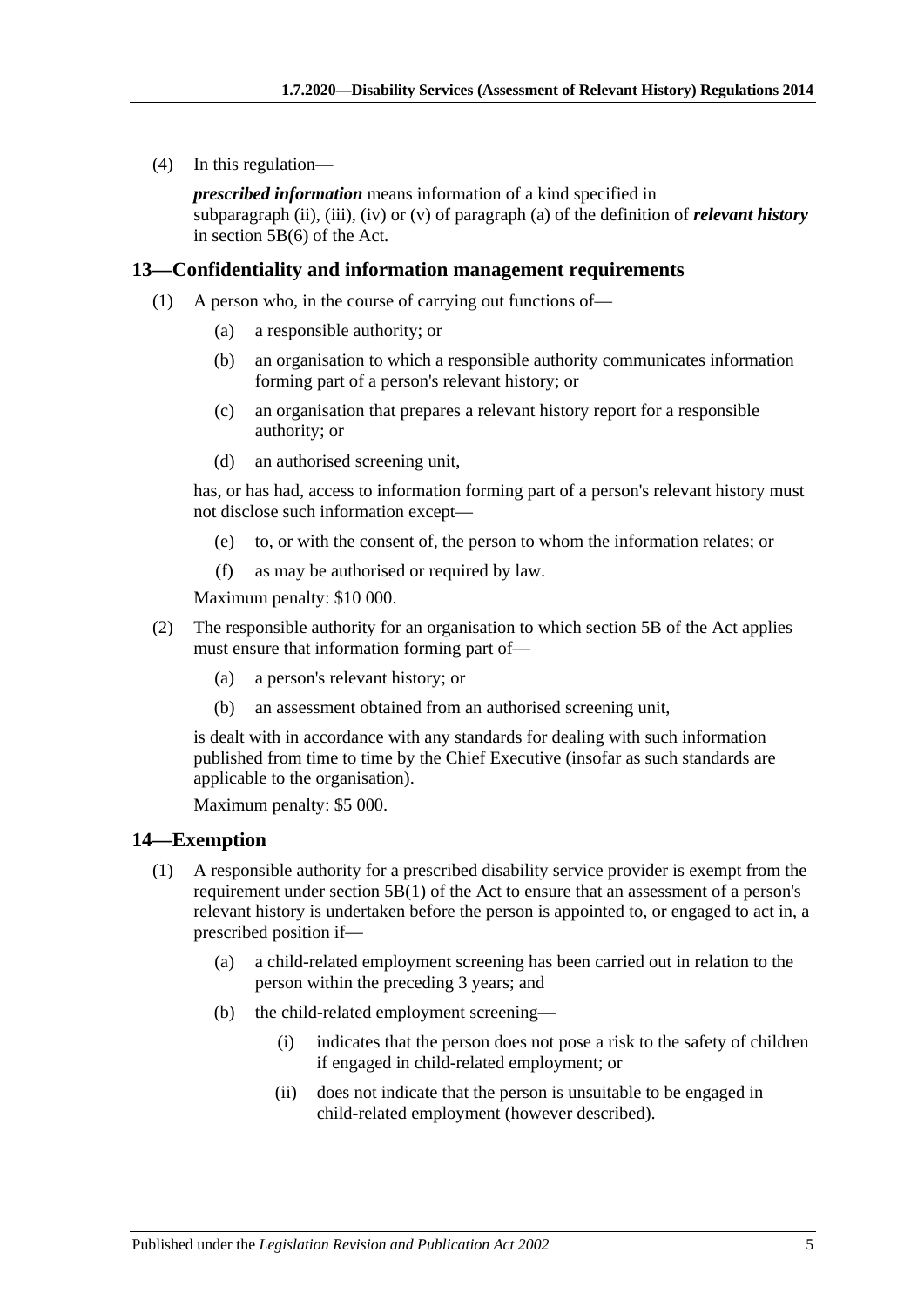(4) In this regulation—

*prescribed information* means information of a kind specified in subparagraph (ii), (iii), (iv) or (v) of paragraph (a) of the definition of ***relevant history*** in section 5B(6) of the Act.

## 13—Confidentiality and information management requirements

(1) A person who, in the course of carrying out functions of—

- (a) a responsible authority; or
- (b) an organisation to which a responsible authority communicates information forming part of a person's relevant history; or
- (c) an organisation that prepares a relevant history report for a responsible authority; or
- (d) an authorised screening unit,

has, or has had, access to information forming part of a person's relevant history must not disclose such information except—

- (e) to, or with the consent of, the person to whom the information relates; or
- (f) as may be authorised or required by law.

Maximum penalty: $10 000.

(2) The responsible authority for an organisation to which section 5B of the Act applies must ensure that information forming part of—

- (a) a person's relevant history; or
- (b) an assessment obtained from an authorised screening unit,

is dealt with in accordance with any standards for dealing with such information published from time to time by the Chief Executive (insofar as such standards are applicable to the organisation).

Maximum penalty: $5 000.

## 14—Exemption

(1) A responsible authority for a prescribed disability service provider is exempt from the requirement under section 5B(1) of the Act to ensure that an assessment of a person's relevant history is undertaken before the person is appointed to, or engaged to act in, a prescribed position if—

- (a) a child-related employment screening has been carried out in relation to the person within the preceding 3 years; and
- (b) the child-related employment screening—
  - (i) indicates that the person does not pose a risk to the safety of children if engaged in child-related employment; or
  - (ii) does not indicate that the person is unsuitable to be engaged in child-related employment (however described).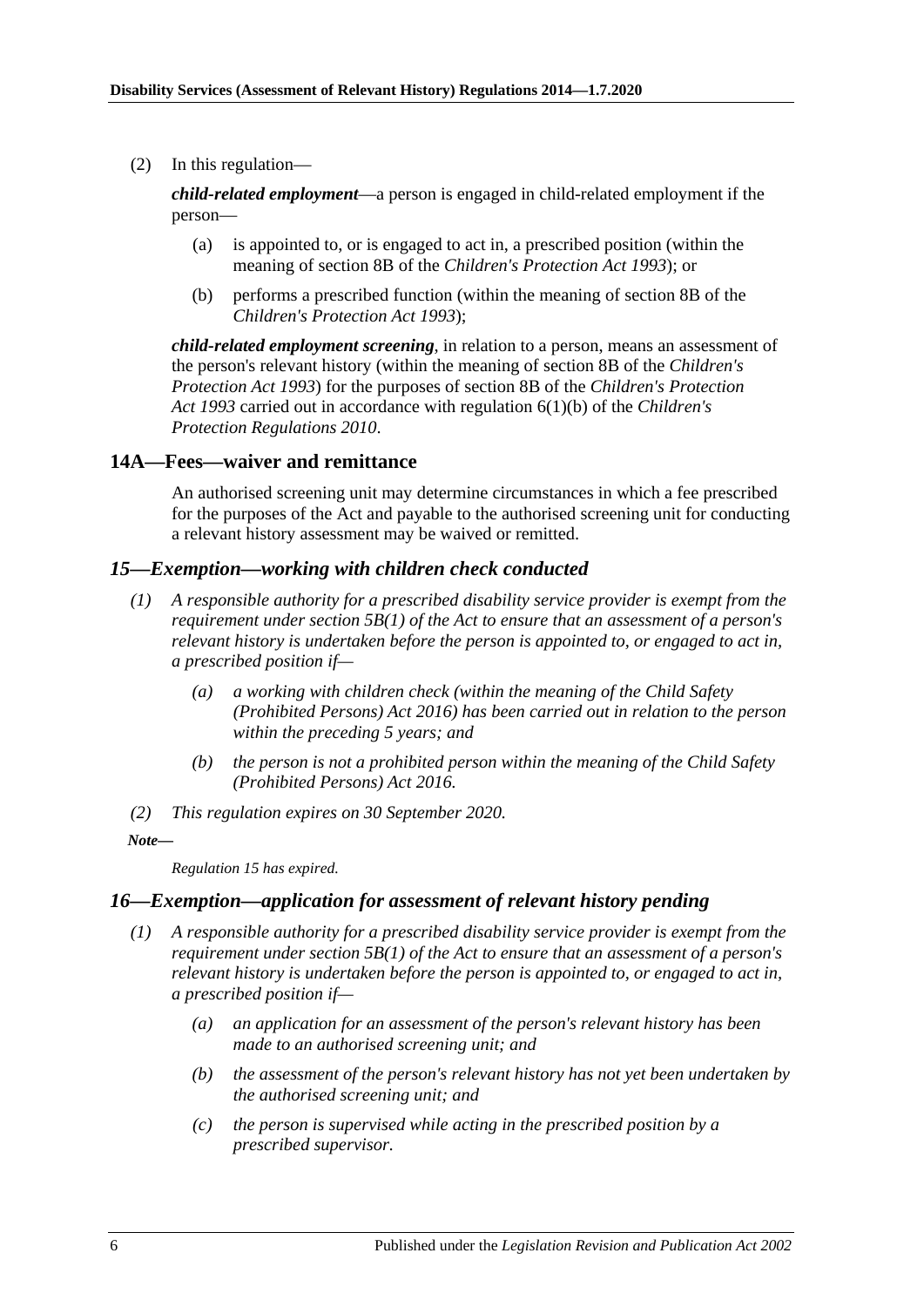(2) In this regulation—

***child-related employment***—a person is engaged in child-related employment if the person—

(a) is appointed to, or is engaged to act in, a prescribed position (within the meaning of section 8B of the *Children's Protection Act 1993*); or

(b) performs a prescribed function (within the meaning of section 8B of the *Children's Protection Act 1993*);

***child-related employment screening***, in relation to a person, means an assessment of the person's relevant history (within the meaning of section 8B of the *Children's Protection Act 1993*) for the purposes of section 8B of the *Children's Protection Act 1993* carried out in accordance with regulation 6(1)(b) of the *Children's Protection Regulations 2010*.

## 14A—Fees—waiver and remittance

An authorised screening unit may determine circumstances in which a fee prescribed for the purposes of the Act and payable to the authorised screening unit for conducting a relevant history assessment may be waived or remitted.

## *15—Exemption—working with children check conducted*

*(1) A responsible authority for a prescribed disability service provider is exempt from the requirement under section 5B(1) of the Act to ensure that an assessment of a person's relevant history is undertaken before the person is appointed to, or engaged to act in, a prescribed position if—*

*(a) a working with children check (within the meaning of the Child Safety (Prohibited Persons) Act 2016) has been carried out in relation to the person within the preceding 5 years; and*

*(b) the person is not a prohibited person within the meaning of the Child Safety (Prohibited Persons) Act 2016.*

*(2) This regulation expires on 30 September 2020.*

***Note—***

*Regulation 15 has expired.*

## *16—Exemption—application for assessment of relevant history pending*

*(1) A responsible authority for a prescribed disability service provider is exempt from the requirement under section 5B(1) of the Act to ensure that an assessment of a person's relevant history is undertaken before the person is appointed to, or engaged to act in, a prescribed position if—*

*(a) an application for an assessment of the person's relevant history has been made to an authorised screening unit; and*

*(b) the assessment of the person's relevant history has not yet been undertaken by the authorised screening unit; and*

*(c) the person is supervised while acting in the prescribed position by a prescribed supervisor.*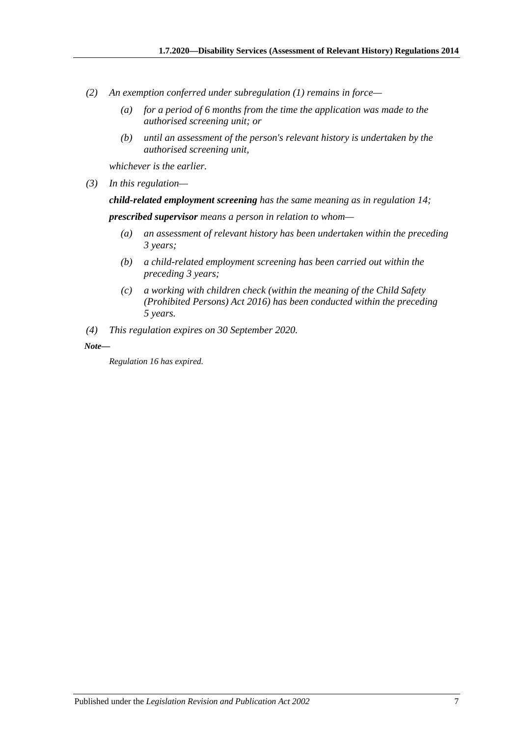*(2) An exemption conferred under subregulation (1) remains in force—*

> *(a) for a period of 6 months from the time the application was made to the authorised screening unit; or*
>
> *(b) until an assessment of the person's relevant history is undertaken by the authorised screening unit,*

*whichever is the earlier.*

*(3) In this regulation—*

***child-related employment screening*** *has the same meaning as in regulation 14;*

***prescribed supervisor*** *means a person in relation to whom—*

> *(a) an assessment of relevant history has been undertaken within the preceding 3 years;*
>
> *(b) a child-related employment screening has been carried out within the preceding 3 years;*
>
> *(c) a working with children check (within the meaning of the Child Safety (Prohibited Persons) Act 2016) has been conducted within the preceding 5 years.*

*(4) This regulation expires on 30 September 2020.*

***Note—***

*Regulation 16 has expired.*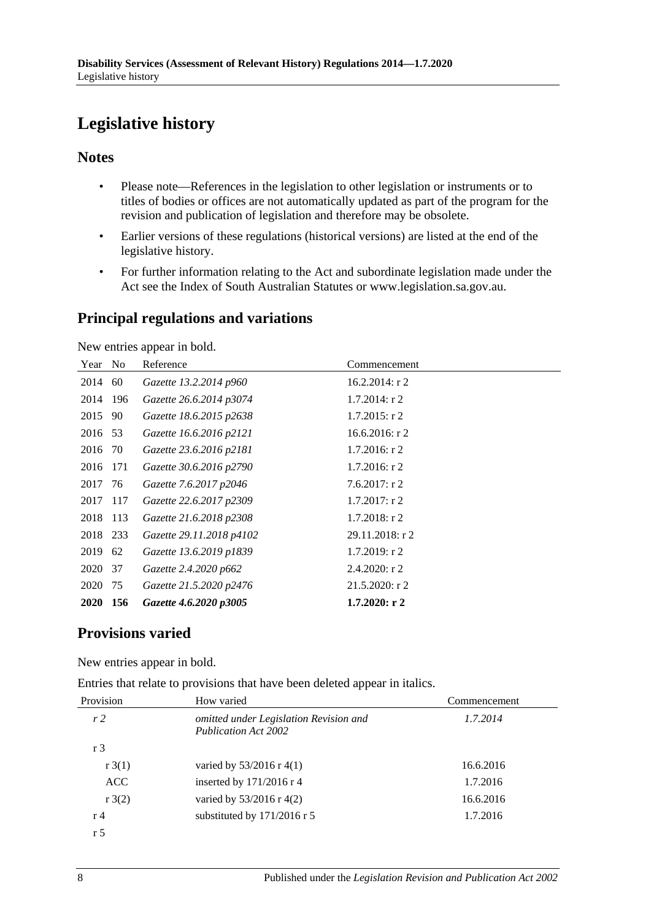# Legislative history

## Notes

- Please note—References in the legislation to other legislation or instruments or to titles of bodies or offices are not automatically updated as part of the program for the revision and publication of legislation and therefore may be obsolete.
- Earlier versions of these regulations (historical versions) are listed at the end of the legislative history.
- For further information relating to the Act and subordinate legislation made under the Act see the Index of South Australian Statutes or www.legislation.sa.gov.au.

## Principal regulations and variations

New entries appear in bold.

| Year | No | Reference | Commencement |
|---|---|---|---|
| 2014 | 60 | *Gazette 13.2.2014 p960* | 16.2.2014: r 2 |
| 2014 | 196 | *Gazette 26.6.2014 p3074* | 1.7.2014: r 2 |
| 2015 | 90 | *Gazette 18.6.2015 p2638* | 1.7.2015: r 2 |
| 2016 | 53 | *Gazette 16.6.2016 p2121* | 16.6.2016: r 2 |
| 2016 | 70 | *Gazette 23.6.2016 p2181* | 1.7.2016: r 2 |
| 2016 | 171 | *Gazette 30.6.2016 p2790* | 1.7.2016: r 2 |
| 2017 | 76 | *Gazette 7.6.2017 p2046* | 7.6.2017: r 2 |
| 2017 | 117 | *Gazette 22.6.2017 p2309* | 1.7.2017: r 2 |
| 2018 | 113 | *Gazette 21.6.2018 p2308* | 1.7.2018: r 2 |
| 2018 | 233 | *Gazette 29.11.2018 p4102* | 29.11.2018: r 2 |
| 2019 | 62 | *Gazette 13.6.2019 p1839* | 1.7.2019: r 2 |
| 2020 | 37 | *Gazette 2.4.2020 p662* | 2.4.2020: r 2 |
| 2020 | 75 | *Gazette 21.5.2020 p2476* | 21.5.2020: r 2 |
| **2020** | **156** | ***Gazette 4.6.2020 p3005*** | **1.7.2020: r 2** |

## Provisions varied

New entries appear in bold.

Entries that relate to provisions that have been deleted appear in italics.

| Provision | How varied | Commencement |
|---|---|---|
| *r 2* | *omitted under Legislation Revision and Publication Act 2002* | *1.7.2014* |
| r 3 | | |
| r 3(1) | varied by 53/2016 r 4(1) | 16.6.2016 |
| ACC | inserted by 171/2016 r 4 | 1.7.2016 |
| r 3(2) | varied by 53/2016 r 4(2) | 16.6.2016 |
| r 4 | substituted by 171/2016 r 5 | 1.7.2016 |
| r 5 | | |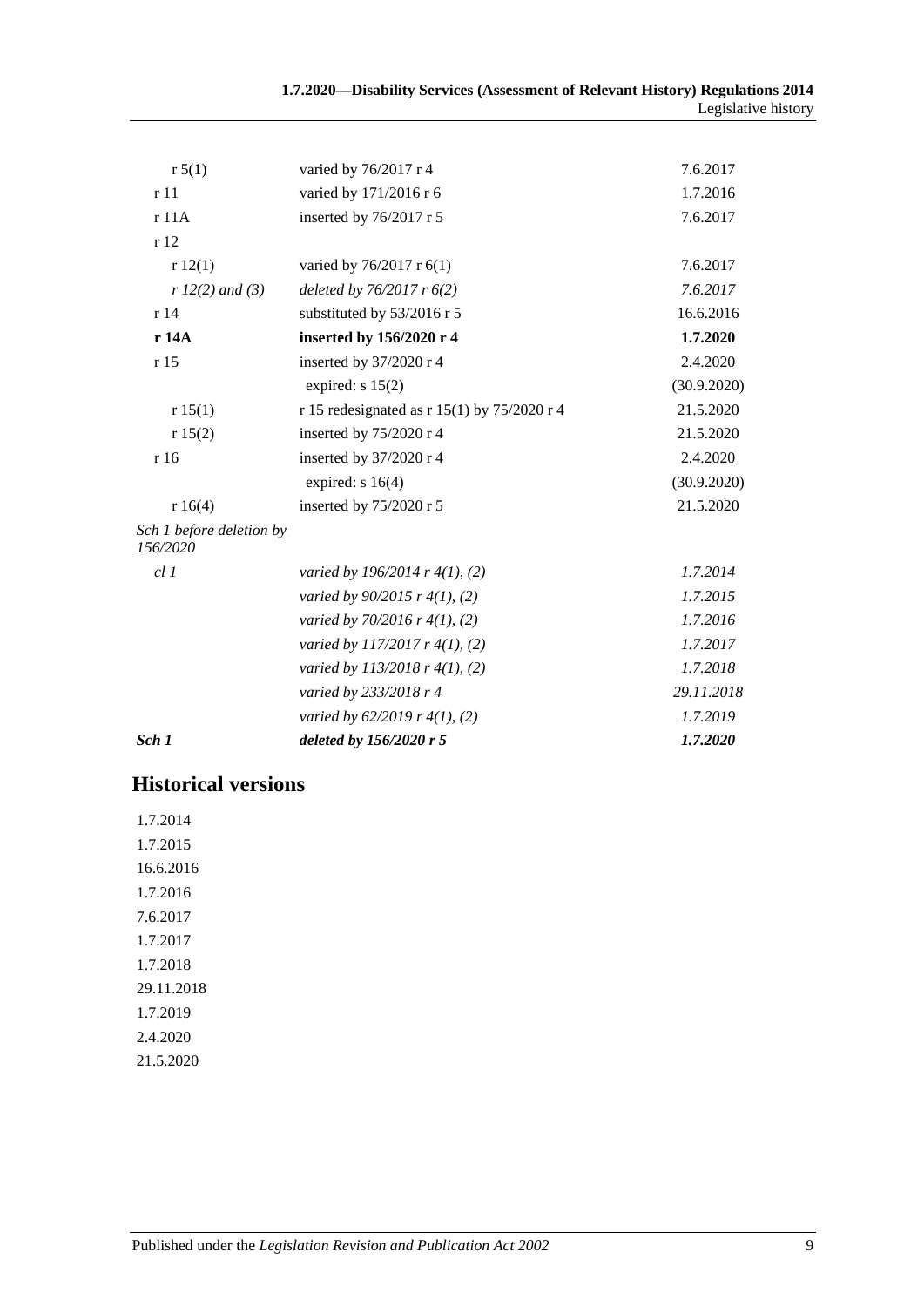| | | |
|---|---|---|
| r 5(1) | varied by 76/2017 r 4 | 7.6.2017 |
| r 11 | varied by 171/2016 r 6 | 1.7.2016 |
| r 11A | inserted by 76/2017 r 5 | 7.6.2017 |
| r 12 | | |
| r 12(1) | varied by 76/2017 r 6(1) | 7.6.2017 |
| *r 12(2) and (3)* | *deleted by 76/2017 r 6(2)* | *7.6.2017* |
| r 14 | substituted by 53/2016 r 5 | 16.6.2016 |
| **r 14A** | **inserted by 156/2020 r 4** | **1.7.2020** |
| r 15 | inserted by 37/2020 r 4 | 2.4.2020 |
| | expired: s 15(2) | (30.9.2020) |
| r 15(1) | r 15 redesignated as r 15(1) by 75/2020 r 4 | 21.5.2020 |
| r 15(2) | inserted by 75/2020 r 4 | 21.5.2020 |
| r 16 | inserted by 37/2020 r 4 | 2.4.2020 |
| | expired: s 16(4) | (30.9.2020) |
| r 16(4) | inserted by 75/2020 r 5 | 21.5.2020 |
| *Sch 1 before deletion by 156/2020* | | |
| *cl 1* | *varied by 196/2014 r 4(1), (2)* | *1.7.2014* |
| | *varied by 90/2015 r 4(1), (2)* | *1.7.2015* |
| | *varied by 70/2016 r 4(1), (2)* | *1.7.2016* |
| | *varied by 117/2017 r 4(1), (2)* | *1.7.2017* |
| | *varied by 113/2018 r 4(1), (2)* | *1.7.2018* |
| | *varied by 233/2018 r 4* | *29.11.2018* |
| | *varied by 62/2019 r 4(1), (2)* | *1.7.2019* |
| ***Sch 1*** | ***deleted by 156/2020 r 5*** | ***1.7.2020*** |

## Historical versions

1.7.2014

1.7.2015

16.6.2016

1.7.2016

7.6.2017

1.7.2017

1.7.2018

29.11.2018

1.7.2019

2.4.2020

21.5.2020